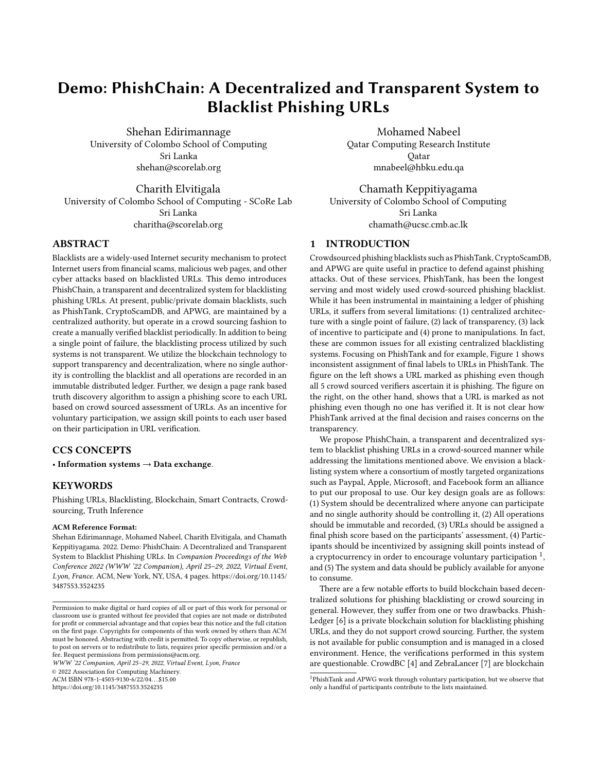# Demo: PhishChain: A Decentralized and Transparent System to Blacklist Phishing URLs

Shehan Edirimannage
University of Colombo School of Computing
Sri Lanka
shehan@scorelab.org

Mohamed Nabeel
Qatar Computing Research Institute
Qatar
mnabeel@hbku.edu.qa

Charith Elvitigala
University of Colombo School of Computing - SCoRe Lab
Sri Lanka
charitha@scorelab.org

Chamath Keppitiyagama
University of Colombo School of Computing
Sri Lanka
chamath@ucsc.cmb.ac.lk

## ABSTRACT

Blacklists are a widely-used Internet security mechanism to protect Internet users from financial scams, malicious web pages, and other cyber attacks based on blacklisted URLs. This demo introduces PhishChain, a transparent and decentralized system for blacklisting phishing URLs. At present, public/private domain blacklists, such as PhishTank, CryptoScamDB, and APWG, are maintained by a centralized authority, but operate in a crowd sourcing fashion to create a manually verified blacklist periodically. In addition to being a single point of failure, the blacklisting process utilized by such systems is not transparent. We utilize the blockchain technology to support transparency and decentralization, where no single authority is controlling the blacklist and all operations are recorded in an immutable distributed ledger. Further, we design a page rank based truth discovery algorithm to assign a phishing score to each URL based on crowd sourced assessment of URLs. As an incentive for voluntary participation, we assign skill points to each user based on their participation in URL verification.

## CCS CONCEPTS

• **Information systems** → **Data exchange**.

## KEYWORDS

Phishing URLs, Blacklisting, Blockchain, Smart Contracts, Crowdsourcing, Truth Inference

**ACM Reference Format:**

Shehan Edirimannage, Mohamed Nabeel, Charith Elvitigala, and Chamath Keppitiyagama. 2022. Demo: PhishChain: A Decentralized and Transparent System to Blacklist Phishing URLs. In *Companion Proceedings of the Web Conference 2022 (WWW '22 Companion), April 25–29, 2022, Virtual Event, Lyon, France.* ACM, New York, NY, USA, 4 pages. https://doi.org/10.1145/3487553.3524235

Permission to make digital or hard copies of all or part of this work for personal or classroom use is granted without fee provided that copies are not made or distributed for profit or commercial advantage and that copies bear this notice and the full citation on the first page. Copyrights for components of this work owned by others than ACM must be honored. Abstracting with credit is permitted. To copy otherwise, or republish, to post on servers or to redistribute to lists, requires prior specific permission and/or a fee. Request permissions from permissions@acm.org.
*WWW '22 Companion, April 25–29, 2022, Virtual Event, Lyon, France*
© 2022 Association for Computing Machinery.
ACM ISBN 978-1-4503-9130-6/22/04…$15.00
https://doi.org/10.1145/3487553.3524235

## 1 INTRODUCTION

Crowdsourced phishing blacklists such as PhishTank, CryptoScamDB, and APWG are quite useful in practice to defend against phishing attacks. Out of these services, PhishTank, has been the longest serving and most widely used crowd-sourced phishing blacklist. While it has been instrumental in maintaining a ledger of phishing URLs, it suffers from several limitations: (1) centralized architecture with a single point of failure, (2) lack of transparency, (3) lack of incentive to participate and (4) prone to manipulations. In fact, these are common issues for all existing centralized blacklisting systems. Focusing on PhishTank and for example, Figure 1 shows inconsistent assignment of final labels to URLs in PhishTank. The figure on the left shows a URL marked as phishing even though all 5 crowd sourced verifiers ascertain it is phishing. The figure on the right, on the other hand, shows that a URL is marked as not phishing even though no one has verified it. It is not clear how PhishTank arrived at the final decision and raises concerns on the transparency.

We propose PhishChain, a transparent and decentralized system to blacklist phishing URLs in a crowd-sourced manner while addressing the limitations mentioned above. We envision a blacklisting system where a consortium of mostly targeted organizations such as Paypal, Apple, Microsoft, and Facebook form an alliance to put our proposal to use. Our key design goals are as follows: (1) System should be decentralized where anyone can participate and no single authority should be controlling it, (2) All operations should be immutable and recorded, (3) URLs should be assigned a final phish score based on the participants' assessment, (4) Participants should be incentivized by assigning skill points instead of a cryptocurrency in order to encourage voluntary participation [1], and (5) The system and data should be publicly available for anyone to consume.

There are a few notable efforts to build blockchain based decentralized solutions for phishing blacklisting or crowd sourcing in general. However, they suffer from one or two drawbacks. PhishLedger [6] is a private blockchain solution for blacklisting phishing URLs, and they do not support crowd sourcing. Further, the system is not available for public consumption and is managed in a closed environment. Hence, the verifications performed in this system are questionable. CrowdBC [4] and ZebraLancer [7] are blockchain

[1] PhishTank and APWG work through voluntary participation, but we observe that only a handful of participants contribute to the lists maintained.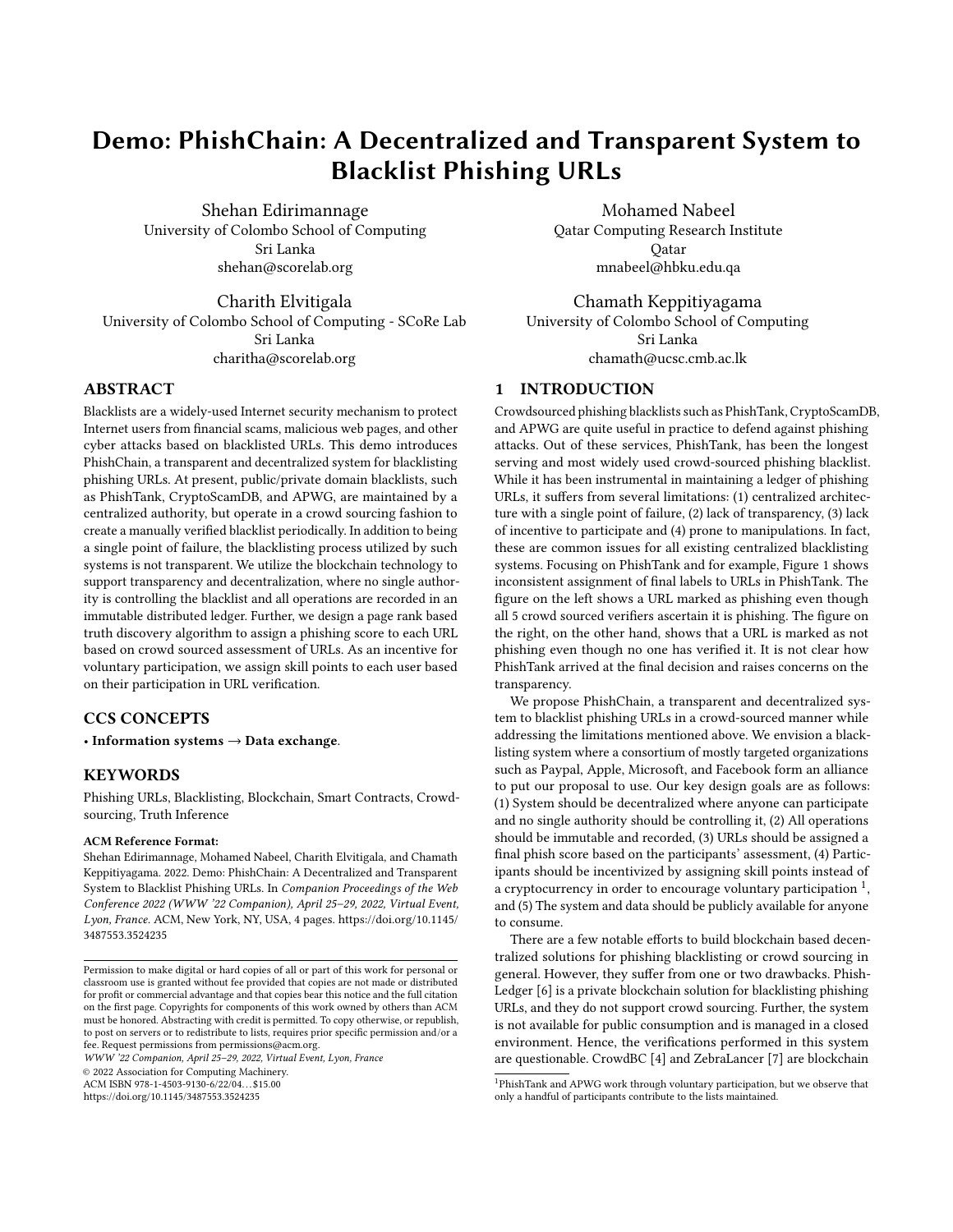# Demo: PhishChain: A Decentralized and Transparent System to Blacklist Phishing URLs

Shehan Edirimannage
University of Colombo School of Computing
Sri Lanka
shehan@scorelab.org

Mohamed Nabeel
Qatar Computing Research Institute
Qatar
mnabeel@hbku.edu.qa

Charith Elvitigala
University of Colombo School of Computing - SCoRe Lab
Sri Lanka
charitha@scorelab.org

Chamath Keppitiyagama
University of Colombo School of Computing
Sri Lanka
chamath@ucsc.cmb.ac.lk

## ABSTRACT

Blacklists are a widely-used Internet security mechanism to protect Internet users from financial scams, malicious web pages, and other cyber attacks based on blacklisted URLs. This demo introduces PhishChain, a transparent and decentralized system for blacklisting phishing URLs. At present, public/private domain blacklists, such as PhishTank, CryptoScamDB, and APWG, are maintained by a centralized authority, but operate in a crowd sourcing fashion to create a manually verified blacklist periodically. In addition to being a single point of failure, the blacklisting process utilized by such systems is not transparent. We utilize the blockchain technology to support transparency and decentralization, where no single authority is controlling the blacklist and all operations are recorded in an immutable distributed ledger. Further, we design a page rank based truth discovery algorithm to assign a phishing score to each URL based on crowd sourced assessment of URLs. As an incentive for voluntary participation, we assign skill points to each user based on their participation in URL verification.

## CCS CONCEPTS

• **Information systems** → **Data exchange**.

## KEYWORDS

Phishing URLs, Blacklisting, Blockchain, Smart Contracts, Crowdsourcing, Truth Inference

**ACM Reference Format:**
Shehan Edirimannage, Mohamed Nabeel, Charith Elvitigala, and Chamath Keppitiyagama. 2022. Demo: PhishChain: A Decentralized and Transparent System to Blacklist Phishing URLs. In *Companion Proceedings of the Web Conference 2022 (WWW '22 Companion), April 25–29, 2022, Virtual Event, Lyon, France.* ACM, New York, NY, USA, 4 pages. https://doi.org/10.1145/3487553.3524235

Permission to make digital or hard copies of all or part of this work for personal or classroom use is granted without fee provided that copies are not made or distributed for profit or commercial advantage and that copies bear this notice and the full citation on the first page. Copyrights for components of this work owned by others than ACM must be honored. Abstracting with credit is permitted. To copy otherwise, or republish, to post on servers or to redistribute to lists, requires prior specific permission and/or a fee. Request permissions from permissions@acm.org.
*WWW '22 Companion, April 25–29, 2022, Virtual Event, Lyon, France*
© 2022 Association for Computing Machinery.
ACM ISBN 978-1-4503-9130-6/22/04...$15.00
https://doi.org/10.1145/3487553.3524235

## 1 INTRODUCTION

Crowdsourced phishing blacklists such as PhishTank, CryptoScamDB, and APWG are quite useful in practice to defend against phishing attacks. Out of these services, PhishTank, has been the longest serving and most widely used crowd-sourced phishing blacklist. While it has been instrumental in maintaining a ledger of phishing URLs, it suffers from several limitations: (1) centralized architecture with a single point of failure, (2) lack of transparency, (3) lack of incentive to participate and (4) prone to manipulations. In fact, these are common issues for all existing centralized blacklisting systems. Focusing on PhishTank and for example, Figure 1 shows inconsistent assignment of final labels to URLs in PhishTank. The figure on the left shows a URL marked as phishing even though all 5 crowd sourced verifiers ascertain it is phishing. The figure on the right, on the other hand, shows that a URL is marked as not phishing even though no one has verified it. It is not clear how PhishTank arrived at the final decision and raises concerns on the transparency.

We propose PhishChain, a transparent and decentralized system to blacklist phishing URLs in a crowd-sourced manner while addressing the limitations mentioned above. We envision a blacklisting system where a consortium of mostly targeted organizations such as Paypal, Apple, Microsoft, and Facebook form an alliance to put our proposal to use. Our key design goals are as follows: (1) System should be decentralized where anyone can participate and no single authority should be controlling it, (2) All operations should be immutable and recorded, (3) URLs should be assigned a final phish score based on the participants' assessment, (4) Participants should be incentivized by assigning skill points instead of a cryptocurrency in order to encourage voluntary participation [1], and (5) The system and data should be publicly available for anyone to consume.

There are a few notable efforts to build blockchain based decentralized solutions for phishing blacklisting or crowd sourcing in general. However, they suffer from one or two drawbacks. PhishLedger [6] is a private blockchain solution for blacklisting phishing URLs, and they do not support crowd sourcing. Further, the system is not available for public consumption and is managed in a closed environment. Hence, the verifications performed in this system are questionable. CrowdBC [4] and ZebraLancer [7] are blockchain

[1] PhishTank and APWG work through voluntary participation, but we observe that only a handful of participants contribute to the lists maintained.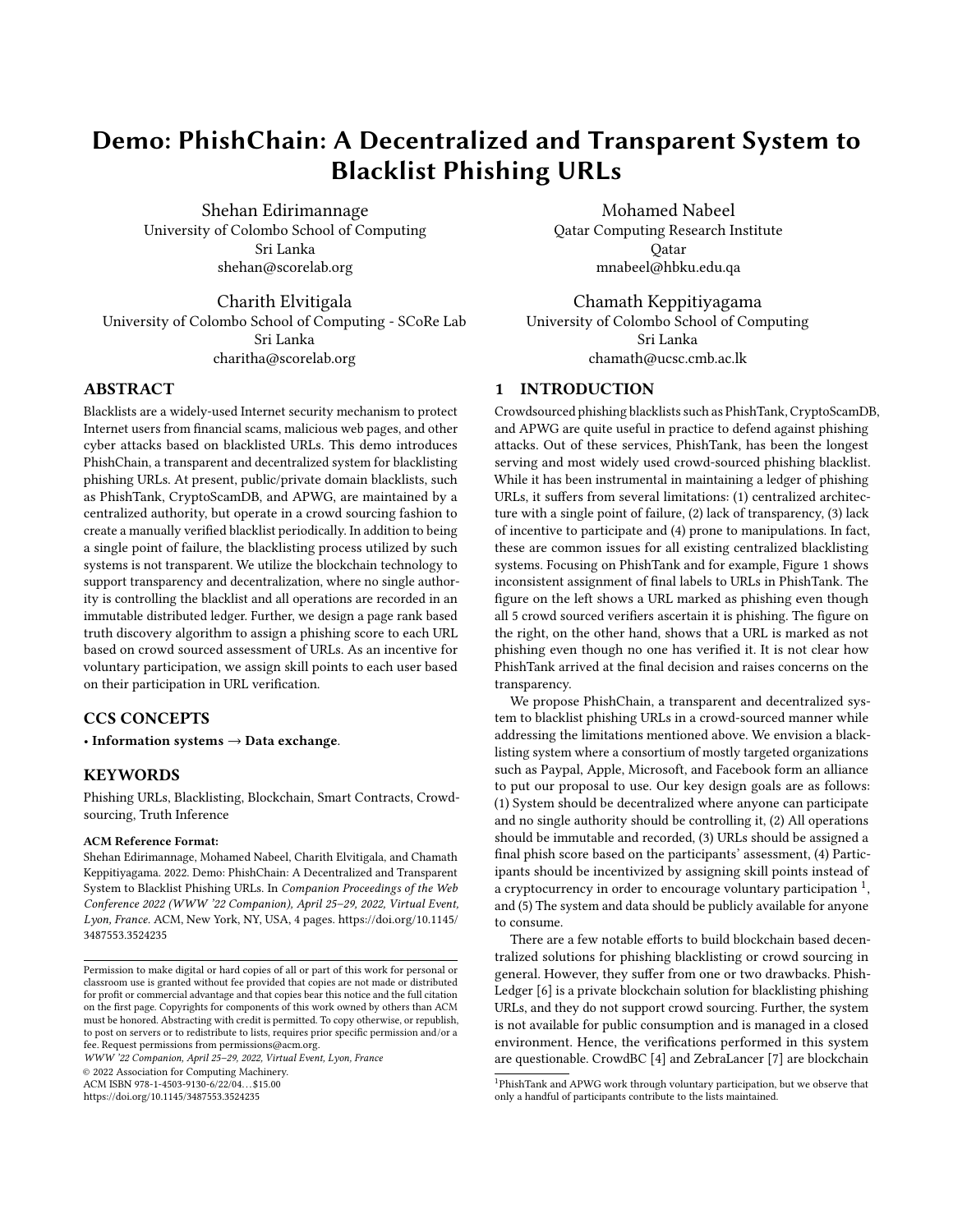# Demo: PhishChain: A Decentralized and Transparent System to Blacklist Phishing URLs

Shehan Edirimannage
University of Colombo School of Computing
Sri Lanka
shehan@scorelab.org

Mohamed Nabeel
Qatar Computing Research Institute
Qatar
mnabeel@hbku.edu.qa

Charith Elvitigala
University of Colombo School of Computing - SCoRe Lab
Sri Lanka
charitha@scorelab.org

Chamath Keppitiyagama
University of Colombo School of Computing
Sri Lanka
chamath@ucsc.cmb.ac.lk

## ABSTRACT

Blacklists are a widely-used Internet security mechanism to protect Internet users from financial scams, malicious web pages, and other cyber attacks based on blacklisted URLs. This demo introduces PhishChain, a transparent and decentralized system for blacklisting phishing URLs. At present, public/private domain blacklists, such as PhishTank, CryptoScamDB, and APWG, are maintained by a centralized authority, but operate in a crowd sourcing fashion to create a manually verified blacklist periodically. In addition to being a single point of failure, the blacklisting process utilized by such systems is not transparent. We utilize the blockchain technology to support transparency and decentralization, where no single authority is controlling the blacklist and all operations are recorded in an immutable distributed ledger. Further, we design a page rank based truth discovery algorithm to assign a phishing score to each URL based on crowd sourced assessment of URLs. As an incentive for voluntary participation, we assign skill points to each user based on their participation in URL verification.

## CCS CONCEPTS

• **Information systems** → **Data exchange**.

## KEYWORDS

Phishing URLs, Blacklisting, Blockchain, Smart Contracts, Crowdsourcing, Truth Inference

**ACM Reference Format:**
Shehan Edirimannage, Mohamed Nabeel, Charith Elvitigala, and Chamath Keppitiyagama. 2022. Demo: PhishChain: A Decentralized and Transparent System to Blacklist Phishing URLs. In *Companion Proceedings of the Web Conference 2022 (WWW '22 Companion), April 25–29, 2022, Virtual Event, Lyon, France.* ACM, New York, NY, USA, 4 pages. https://doi.org/10.1145/3487553.3524235

Permission to make digital or hard copies of all or part of this work for personal or classroom use is granted without fee provided that copies are not made or distributed for profit or commercial advantage and that copies bear this notice and the full citation on the first page. Copyrights for components of this work owned by others than ACM must be honored. Abstracting with credit is permitted. To copy otherwise, or republish, to post on servers or to redistribute to lists, requires prior specific permission and/or a fee. Request permissions from permissions@acm.org.
*WWW '22 Companion, April 25–29, 2022, Virtual Event, Lyon, France*
© 2022 Association for Computing Machinery.
ACM ISBN 978-1-4503-9130-6/22/04...$15.00
https://doi.org/10.1145/3487553.3524235

## 1 INTRODUCTION

Crowdsourced phishing blacklists such as PhishTank, CryptoScamDB, and APWG are quite useful in practice to defend against phishing attacks. Out of these services, PhishTank, has been the longest serving and most widely used crowd-sourced phishing blacklist. While it has been instrumental in maintaining a ledger of phishing URLs, it suffers from several limitations: (1) centralized architecture with a single point of failure, (2) lack of transparency, (3) lack of incentive to participate and (4) prone to manipulations. In fact, these are common issues for all existing centralized blacklisting systems. Focusing on PhishTank and for example, Figure 1 shows inconsistent assignment of final labels to URLs in PhishTank. The figure on the left shows a URL marked as phishing even though all 5 crowd sourced verifiers ascertain it is phishing. The figure on the right, on the other hand, shows that a URL is marked as not phishing even though no one has verified it. It is not clear how PhishTank arrived at the final decision and raises concerns on the transparency.

We propose PhishChain, a transparent and decentralized system to blacklist phishing URLs in a crowd-sourced manner while addressing the limitations mentioned above. We envision a blacklisting system where a consortium of mostly targeted organizations such as Paypal, Apple, Microsoft, and Facebook form an alliance to put our proposal to use. Our key design goals are as follows: (1) System should be decentralized where anyone can participate and no single authority should be controlling it, (2) All operations should be immutable and recorded, (3) URLs should be assigned a final phish score based on the participants' assessment, (4) Participants should be incentivized by assigning skill points instead of a cryptocurrency in order to encourage voluntary participation [1], and (5) The system and data should be publicly available for anyone to consume.

There are a few notable efforts to build blockchain based decentralized solutions for phishing blacklisting or crowd sourcing in general. However, they suffer from one or two drawbacks. PhishLedger [6] is a private blockchain solution for blacklisting phishing URLs, and they do not support crowd sourcing. Further, the system is not available for public consumption and is managed in a closed environment. Hence, the verifications performed in this system are questionable. CrowdBC [4] and ZebraLancer [7] are blockchain

[1] PhishTank and APWG work through voluntary participation, but we observe that only a handful of participants contribute to the lists maintained.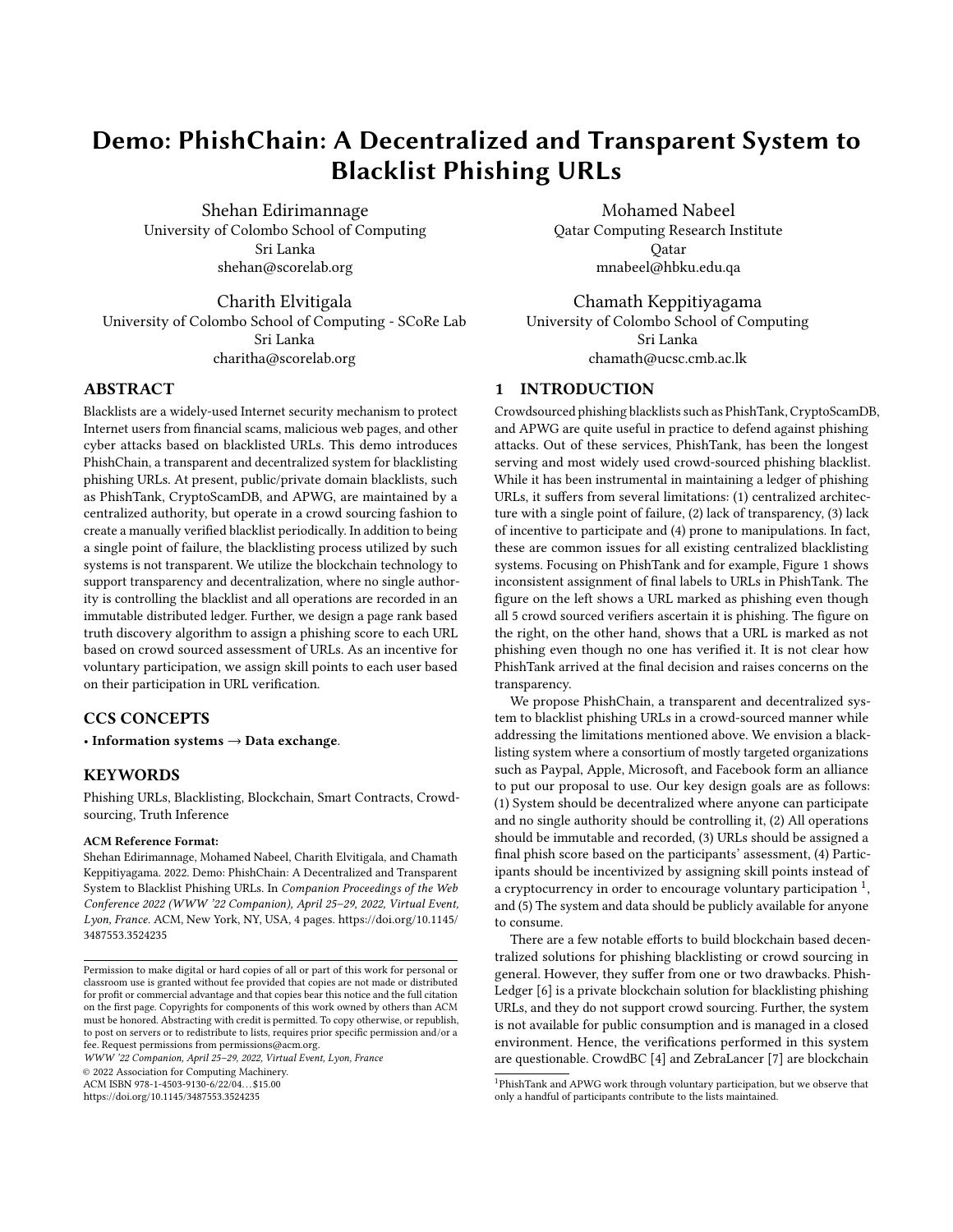# Demo: PhishChain: A Decentralized and Transparent System to Blacklist Phishing URLs

Shehan Edirimannage
University of Colombo School of Computing
Sri Lanka
shehan@scorelab.org

Mohamed Nabeel
Qatar Computing Research Institute
Qatar
mnabeel@hbku.edu.qa

Charith Elvitigala
University of Colombo School of Computing - SCoRe Lab
Sri Lanka
charitha@scorelab.org

Chamath Keppitiyagama
University of Colombo School of Computing
Sri Lanka
chamath@ucsc.cmb.ac.lk

## ABSTRACT

Blacklists are a widely-used Internet security mechanism to protect Internet users from financial scams, malicious web pages, and other cyber attacks based on blacklisted URLs. This demo introduces PhishChain, a transparent and decentralized system for blacklisting phishing URLs. At present, public/private domain blacklists, such as PhishTank, CryptoScamDB, and APWG, are maintained by a centralized authority, but operate in a crowd sourcing fashion to create a manually verified blacklist periodically. In addition to being a single point of failure, the blacklisting process utilized by such systems is not transparent. We utilize the blockchain technology to support transparency and decentralization, where no single authority is controlling the blacklist and all operations are recorded in an immutable distributed ledger. Further, we design a page rank based truth discovery algorithm to assign a phishing score to each URL based on crowd sourced assessment of URLs. As an incentive for voluntary participation, we assign skill points to each user based on their participation in URL verification.

## CCS CONCEPTS

• **Information systems** → **Data exchange**.

## KEYWORDS

Phishing URLs, Blacklisting, Blockchain, Smart Contracts, Crowdsourcing, Truth Inference

**ACM Reference Format:**
Shehan Edirimannage, Mohamed Nabeel, Charith Elvitigala, and Chamath Keppitiyagama. 2022. Demo: PhishChain: A Decentralized and Transparent System to Blacklist Phishing URLs. In *Companion Proceedings of the Web Conference 2022 (WWW '22 Companion), April 25–29, 2022, Virtual Event, Lyon, France.* ACM, New York, NY, USA, 4 pages. https://doi.org/10.1145/3487553.3524235

Permission to make digital or hard copies of all or part of this work for personal or classroom use is granted without fee provided that copies are not made or distributed for profit or commercial advantage and that copies bear this notice and the full citation on the first page. Copyrights for components of this work owned by others than ACM must be honored. Abstracting with credit is permitted. To copy otherwise, or republish, to post on servers or to redistribute to lists, requires prior specific permission and/or a fee. Request permissions from permissions@acm.org.
*WWW '22 Companion, April 25–29, 2022, Virtual Event, Lyon, France*
© 2022 Association for Computing Machinery.
ACM ISBN 978-1-4503-9130-6/22/04…$15.00
https://doi.org/10.1145/3487553.3524235

## 1 INTRODUCTION

Crowdsourced phishing blacklists such as PhishTank, CryptoScamDB, and APWG are quite useful in practice to defend against phishing attacks. Out of these services, PhishTank, has been the longest serving and most widely used crowd-sourced phishing blacklist. While it has been instrumental in maintaining a ledger of phishing URLs, it suffers from several limitations: (1) centralized architecture with a single point of failure, (2) lack of transparency, (3) lack of incentive to participate and (4) prone to manipulations. In fact, these are common issues for all existing centralized blacklisting systems. Focusing on PhishTank and for example, Figure 1 shows inconsistent assignment of final labels to URLs in PhishTank. The figure on the left shows a URL marked as phishing even though all 5 crowd sourced verifiers ascertain it is phishing. The figure on the right, on the other hand, shows that a URL is marked as not phishing even though no one has verified it. It is not clear how PhishTank arrived at the final decision and raises concerns on the transparency.

We propose PhishChain, a transparent and decentralized system to blacklist phishing URLs in a crowd-sourced manner while addressing the limitations mentioned above. We envision a blacklisting system where a consortium of mostly targeted organizations such as Paypal, Apple, Microsoft, and Facebook form an alliance to put our proposal to use. Our key design goals are as follows: (1) System should be decentralized where anyone can participate and no single authority should be controlling it, (2) All operations should be immutable and recorded, (3) URLs should be assigned a final phish score based on the participants' assessment, (4) Participants should be incentivized by assigning skill points instead of a cryptocurrency in order to encourage voluntary participation [1], and (5) The system and data should be publicly available for anyone to consume.

There are a few notable efforts to build blockchain based decentralized solutions for phishing blacklisting or crowd sourcing in general. However, they suffer from one or two drawbacks. PhishLedger [6] is a private blockchain solution for blacklisting phishing URLs, and they do not support crowd sourcing. Further, the system is not available for public consumption and is managed in a closed environment. Hence, the verifications performed in this system are questionable. CrowdBC [4] and ZebraLancer [7] are blockchain

[1] PhishTank and APWG work through voluntary participation, but we observe that only a handful of participants contribute to the lists maintained.